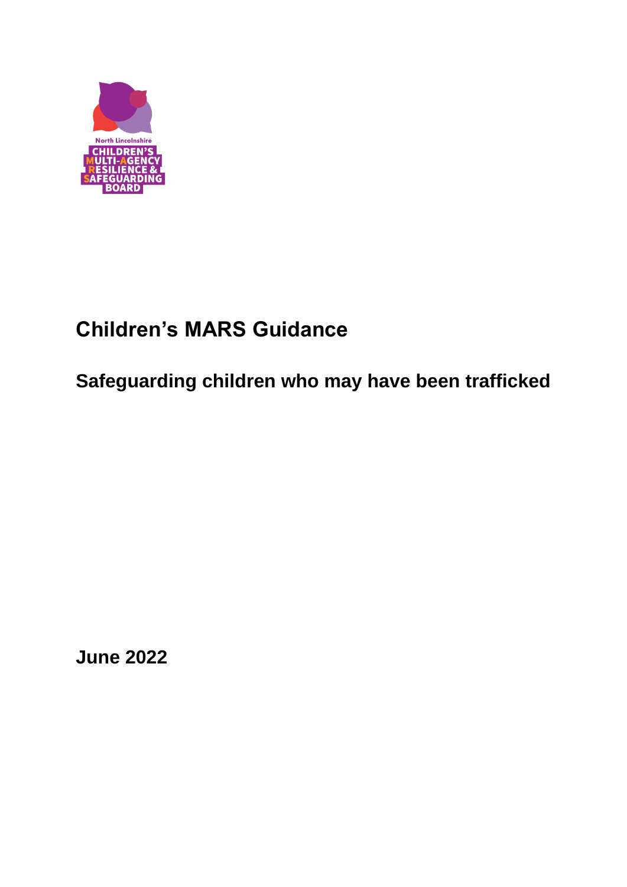North Lincolnshire
CHILDREN'S MULTI-AGENCY RESILIENCE & SAFEGUARDING BOARD

# Children's MARS Guidance

## Safeguarding children who may have been trafficked

**June 2022**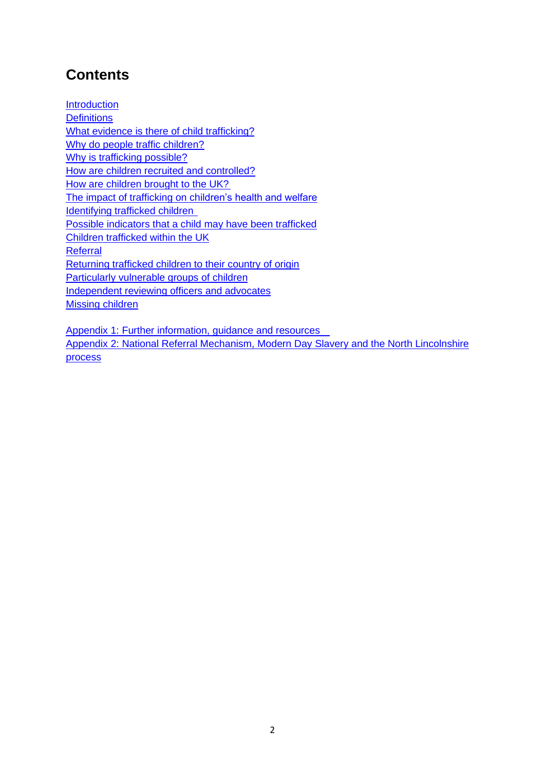## Contents

Introduction
Definitions
What evidence is there of child trafficking?
Why do people traffic children?
Why is trafficking possible?
How are children recruited and controlled?
How are children brought to the UK?
The impact of trafficking on children's health and welfare
Identifying trafficked children
Possible indicators that a child may have been trafficked
Children trafficked within the UK
Referral
Returning trafficked children to their country of origin
Particularly vulnerable groups of children
Independent reviewing officers and advocates
Missing children

Appendix 1: Further information, guidance and resources
Appendix 2: National Referral Mechanism, Modern Day Slavery and the North Lincolnshire process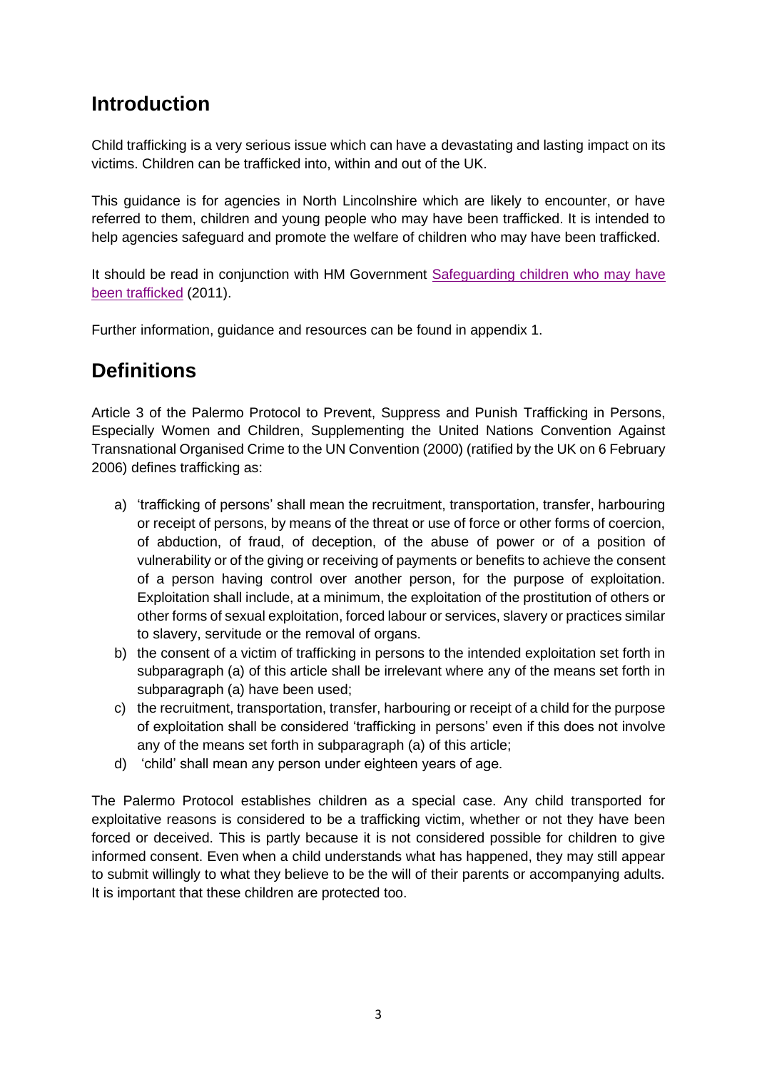## Introduction

Child trafficking is a very serious issue which can have a devastating and lasting impact on its victims. Children can be trafficked into, within and out of the UK.

This guidance is for agencies in North Lincolnshire which are likely to encounter, or have referred to them, children and young people who may have been trafficked. It is intended to help agencies safeguard and promote the welfare of children who may have been trafficked.

It should be read in conjunction with HM Government Safeguarding children who may have been trafficked (2011).

Further information, guidance and resources can be found in appendix 1.

## Definitions

Article 3 of the Palermo Protocol to Prevent, Suppress and Punish Trafficking in Persons, Especially Women and Children, Supplementing the United Nations Convention Against Transnational Organised Crime to the UN Convention (2000) (ratified by the UK on 6 February 2006) defines trafficking as:

a) 'trafficking of persons' shall mean the recruitment, transportation, transfer, harbouring or receipt of persons, by means of the threat or use of force or other forms of coercion, of abduction, of fraud, of deception, of the abuse of power or of a position of vulnerability or of the giving or receiving of payments or benefits to achieve the consent of a person having control over another person, for the purpose of exploitation. Exploitation shall include, at a minimum, the exploitation of the prostitution of others or other forms of sexual exploitation, forced labour or services, slavery or practices similar to slavery, servitude or the removal of organs.
b) the consent of a victim of trafficking in persons to the intended exploitation set forth in subparagraph (a) of this article shall be irrelevant where any of the means set forth in subparagraph (a) have been used;
c) the recruitment, transportation, transfer, harbouring or receipt of a child for the purpose of exploitation shall be considered 'trafficking in persons' even if this does not involve any of the means set forth in subparagraph (a) of this article;
d) 'child' shall mean any person under eighteen years of age.

The Palermo Protocol establishes children as a special case. Any child transported for exploitative reasons is considered to be a trafficking victim, whether or not they have been forced or deceived. This is partly because it is not considered possible for children to give informed consent. Even when a child understands what has happened, they may still appear to submit willingly to what they believe to be the will of their parents or accompanying adults. It is important that these children are protected too.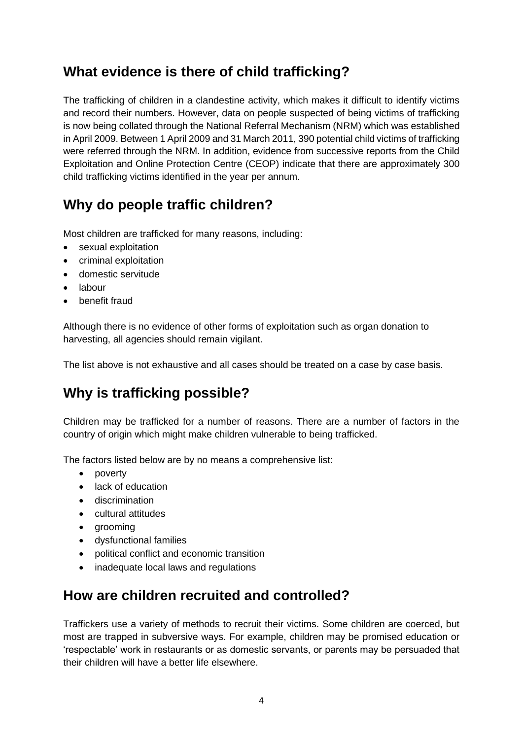## What evidence is there of child trafficking?

The trafficking of children in a clandestine activity, which makes it difficult to identify victims and record their numbers. However, data on people suspected of being victims of trafficking is now being collated through the National Referral Mechanism (NRM) which was established in April 2009. Between 1 April 2009 and 31 March 2011, 390 potential child victims of trafficking were referred through the NRM. In addition, evidence from successive reports from the Child Exploitation and Online Protection Centre (CEOP) indicate that there are approximately 300 child trafficking victims identified in the year per annum.

## Why do people traffic children?

Most children are trafficked for many reasons, including:

- sexual exploitation
- criminal exploitation
- domestic servitude
- labour
- benefit fraud

Although there is no evidence of other forms of exploitation such as organ donation to harvesting, all agencies should remain vigilant.

The list above is not exhaustive and all cases should be treated on a case by case basis.

## Why is trafficking possible?

Children may be trafficked for a number of reasons. There are a number of factors in the country of origin which might make children vulnerable to being trafficked.

The factors listed below are by no means a comprehensive list:

- poverty
- lack of education
- discrimination
- cultural attitudes
- grooming
- dysfunctional families
- political conflict and economic transition
- inadequate local laws and regulations

## How are children recruited and controlled?

Traffickers use a variety of methods to recruit their victims. Some children are coerced, but most are trapped in subversive ways. For example, children may be promised education or 'respectable' work in restaurants or as domestic servants, or parents may be persuaded that their children will have a better life elsewhere.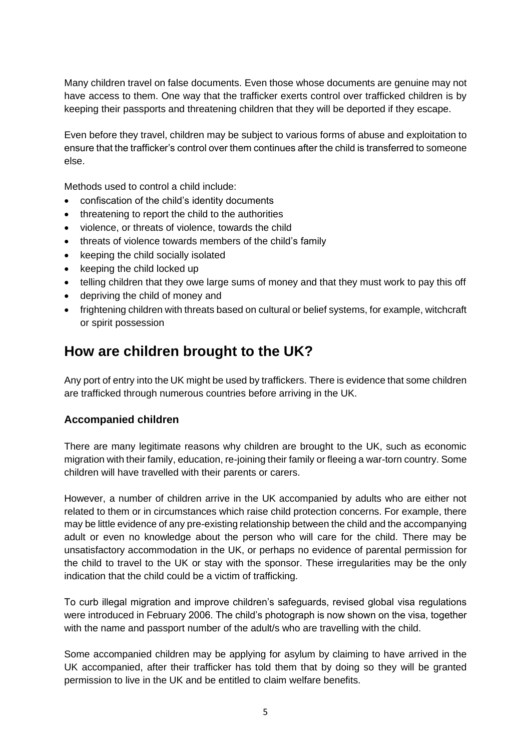Many children travel on false documents. Even those whose documents are genuine may not have access to them. One way that the trafficker exerts control over trafficked children is by keeping their passports and threatening children that they will be deported if they escape.

Even before they travel, children may be subject to various forms of abuse and exploitation to ensure that the trafficker's control over them continues after the child is transferred to someone else.

Methods used to control a child include:

- confiscation of the child's identity documents
- threatening to report the child to the authorities
- violence, or threats of violence, towards the child
- threats of violence towards members of the child's family
- keeping the child socially isolated
- keeping the child locked up
- telling children that they owe large sums of money and that they must work to pay this off
- depriving the child of money and
- frightening children with threats based on cultural or belief systems, for example, witchcraft or spirit possession

## How are children brought to the UK?

Any port of entry into the UK might be used by traffickers. There is evidence that some children are trafficked through numerous countries before arriving in the UK.

### Accompanied children

There are many legitimate reasons why children are brought to the UK, such as economic migration with their family, education, re-joining their family or fleeing a war-torn country. Some children will have travelled with their parents or carers.

However, a number of children arrive in the UK accompanied by adults who are either not related to them or in circumstances which raise child protection concerns. For example, there may be little evidence of any pre-existing relationship between the child and the accompanying adult or even no knowledge about the person who will care for the child. There may be unsatisfactory accommodation in the UK, or perhaps no evidence of parental permission for the child to travel to the UK or stay with the sponsor. These irregularities may be the only indication that the child could be a victim of trafficking.

To curb illegal migration and improve children's safeguards, revised global visa regulations were introduced in February 2006. The child's photograph is now shown on the visa, together with the name and passport number of the adult/s who are travelling with the child.

Some accompanied children may be applying for asylum by claiming to have arrived in the UK accompanied, after their trafficker has told them that by doing so they will be granted permission to live in the UK and be entitled to claim welfare benefits.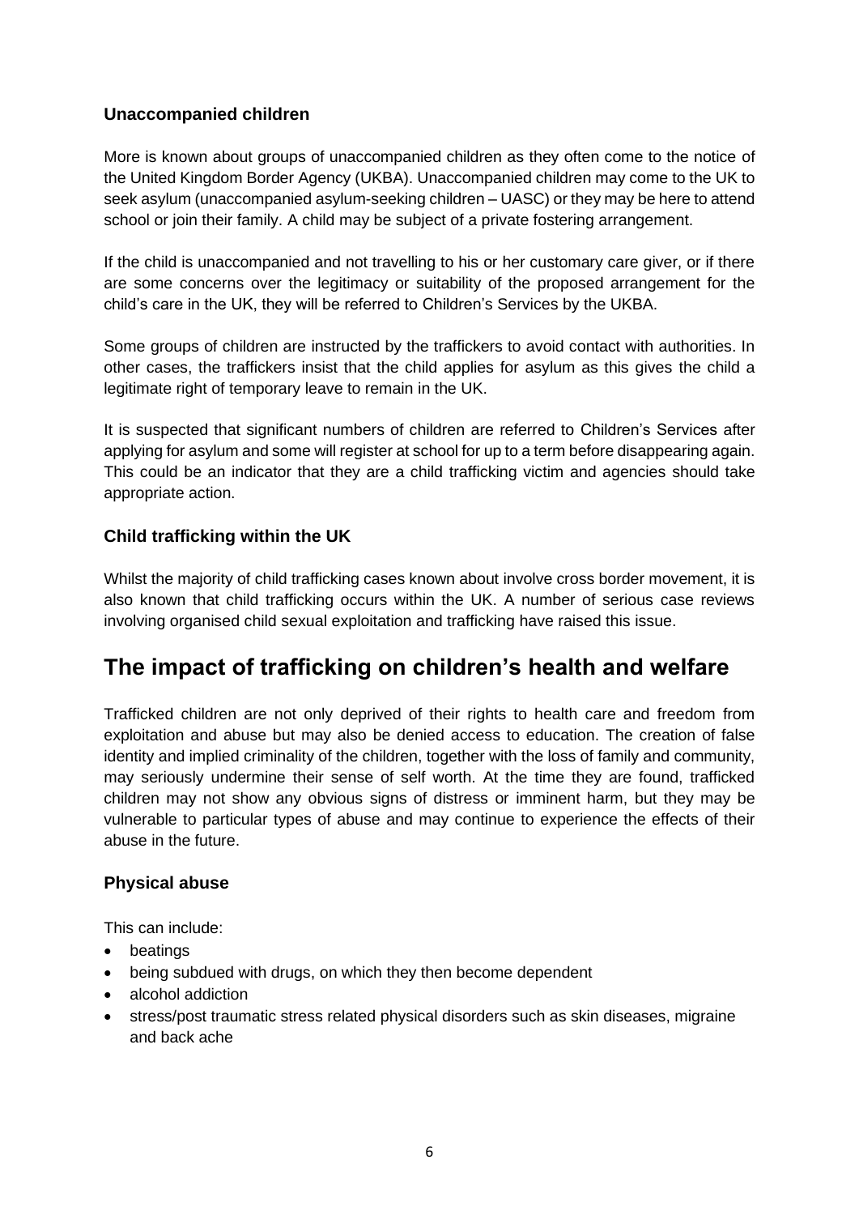### Unaccompanied children

More is known about groups of unaccompanied children as they often come to the notice of the United Kingdom Border Agency (UKBA). Unaccompanied children may come to the UK to seek asylum (unaccompanied asylum-seeking children – UASC) or they may be here to attend school or join their family. A child may be subject of a private fostering arrangement.

If the child is unaccompanied and not travelling to his or her customary care giver, or if there are some concerns over the legitimacy or suitability of the proposed arrangement for the child's care in the UK, they will be referred to Children's Services by the UKBA.

Some groups of children are instructed by the traffickers to avoid contact with authorities. In other cases, the traffickers insist that the child applies for asylum as this gives the child a legitimate right of temporary leave to remain in the UK.

It is suspected that significant numbers of children are referred to Children's Services after applying for asylum and some will register at school for up to a term before disappearing again. This could be an indicator that they are a child trafficking victim and agencies should take appropriate action.

### Child trafficking within the UK

Whilst the majority of child trafficking cases known about involve cross border movement, it is also known that child trafficking occurs within the UK. A number of serious case reviews involving organised child sexual exploitation and trafficking have raised this issue.

## The impact of trafficking on children's health and welfare

Trafficked children are not only deprived of their rights to health care and freedom from exploitation and abuse but may also be denied access to education. The creation of false identity and implied criminality of the children, together with the loss of family and community, may seriously undermine their sense of self worth. At the time they are found, trafficked children may not show any obvious signs of distress or imminent harm, but they may be vulnerable to particular types of abuse and may continue to experience the effects of their abuse in the future.

### Physical abuse

This can include:

- beatings
- being subdued with drugs, on which they then become dependent
- alcohol addiction
- stress/post traumatic stress related physical disorders such as skin diseases, migraine and back ache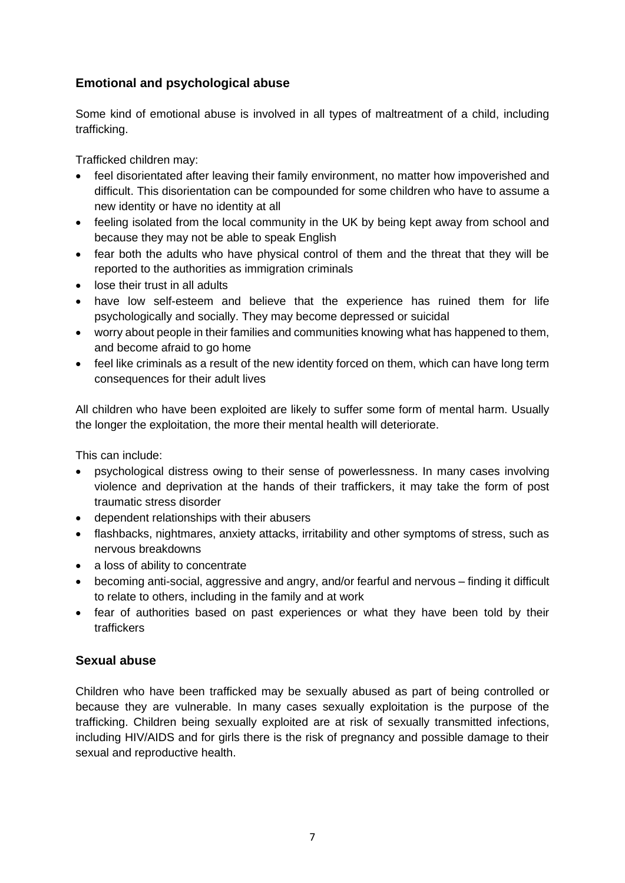## Emotional and psychological abuse

Some kind of emotional abuse is involved in all types of maltreatment of a child, including trafficking.

Trafficked children may:

- feel disorientated after leaving their family environment, no matter how impoverished and difficult. This disorientation can be compounded for some children who have to assume a new identity or have no identity at all
- feeling isolated from the local community in the UK by being kept away from school and because they may not be able to speak English
- fear both the adults who have physical control of them and the threat that they will be reported to the authorities as immigration criminals
- lose their trust in all adults
- have low self-esteem and believe that the experience has ruined them for life psychologically and socially. They may become depressed or suicidal
- worry about people in their families and communities knowing what has happened to them, and become afraid to go home
- feel like criminals as a result of the new identity forced on them, which can have long term consequences for their adult lives

All children who have been exploited are likely to suffer some form of mental harm. Usually the longer the exploitation, the more their mental health will deteriorate.

This can include:

- psychological distress owing to their sense of powerlessness. In many cases involving violence and deprivation at the hands of their traffickers, it may take the form of post traumatic stress disorder
- dependent relationships with their abusers
- flashbacks, nightmares, anxiety attacks, irritability and other symptoms of stress, such as nervous breakdowns
- a loss of ability to concentrate
- becoming anti-social, aggressive and angry, and/or fearful and nervous – finding it difficult to relate to others, including in the family and at work
- fear of authorities based on past experiences or what they have been told by their traffickers

## Sexual abuse

Children who have been trafficked may be sexually abused as part of being controlled or because they are vulnerable. In many cases sexually exploitation is the purpose of the trafficking. Children being sexually exploited are at risk of sexually transmitted infections, including HIV/AIDS and for girls there is the risk of pregnancy and possible damage to their sexual and reproductive health.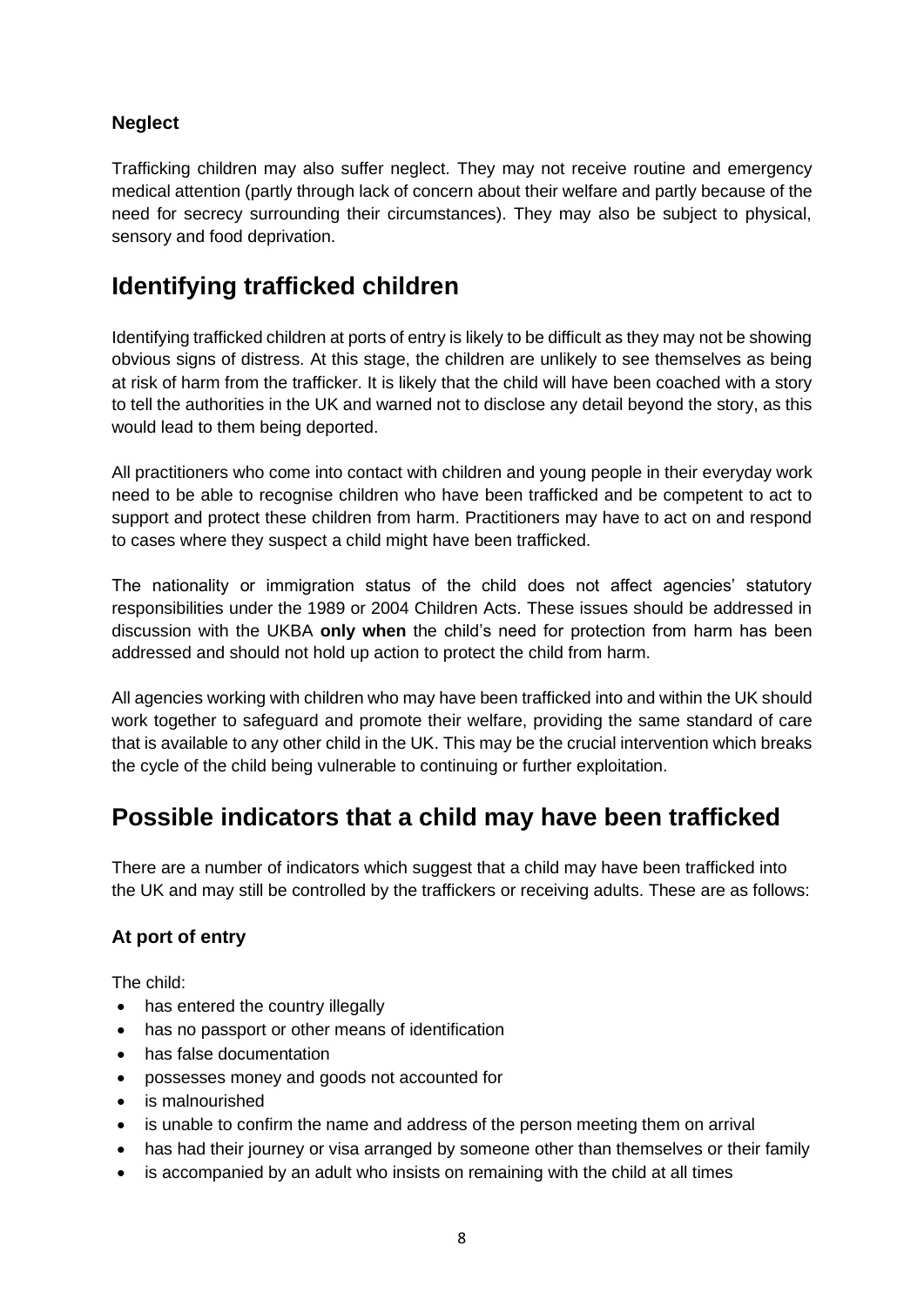### Neglect

Trafficking children may also suffer neglect. They may not receive routine and emergency medical attention (partly through lack of concern about their welfare and partly because of the need for secrecy surrounding their circumstances). They may also be subject to physical, sensory and food deprivation.

## Identifying trafficked children

Identifying trafficked children at ports of entry is likely to be difficult as they may not be showing obvious signs of distress. At this stage, the children are unlikely to see themselves as being at risk of harm from the trafficker. It is likely that the child will have been coached with a story to tell the authorities in the UK and warned not to disclose any detail beyond the story, as this would lead to them being deported.

All practitioners who come into contact with children and young people in their everyday work need to be able to recognise children who have been trafficked and be competent to act to support and protect these children from harm. Practitioners may have to act on and respond to cases where they suspect a child might have been trafficked.

The nationality or immigration status of the child does not affect agencies' statutory responsibilities under the 1989 or 2004 Children Acts. These issues should be addressed in discussion with the UKBA **only when** the child's need for protection from harm has been addressed and should not hold up action to protect the child from harm.

All agencies working with children who may have been trafficked into and within the UK should work together to safeguard and promote their welfare, providing the same standard of care that is available to any other child in the UK. This may be the crucial intervention which breaks the cycle of the child being vulnerable to continuing or further exploitation.

## Possible indicators that a child may have been trafficked

There are a number of indicators which suggest that a child may have been trafficked into the UK and may still be controlled by the traffickers or receiving adults. These are as follows:

### At port of entry

The child:

- has entered the country illegally
- has no passport or other means of identification
- has false documentation
- possesses money and goods not accounted for
- is malnourished
- is unable to confirm the name and address of the person meeting them on arrival
- has had their journey or visa arranged by someone other than themselves or their family
- is accompanied by an adult who insists on remaining with the child at all times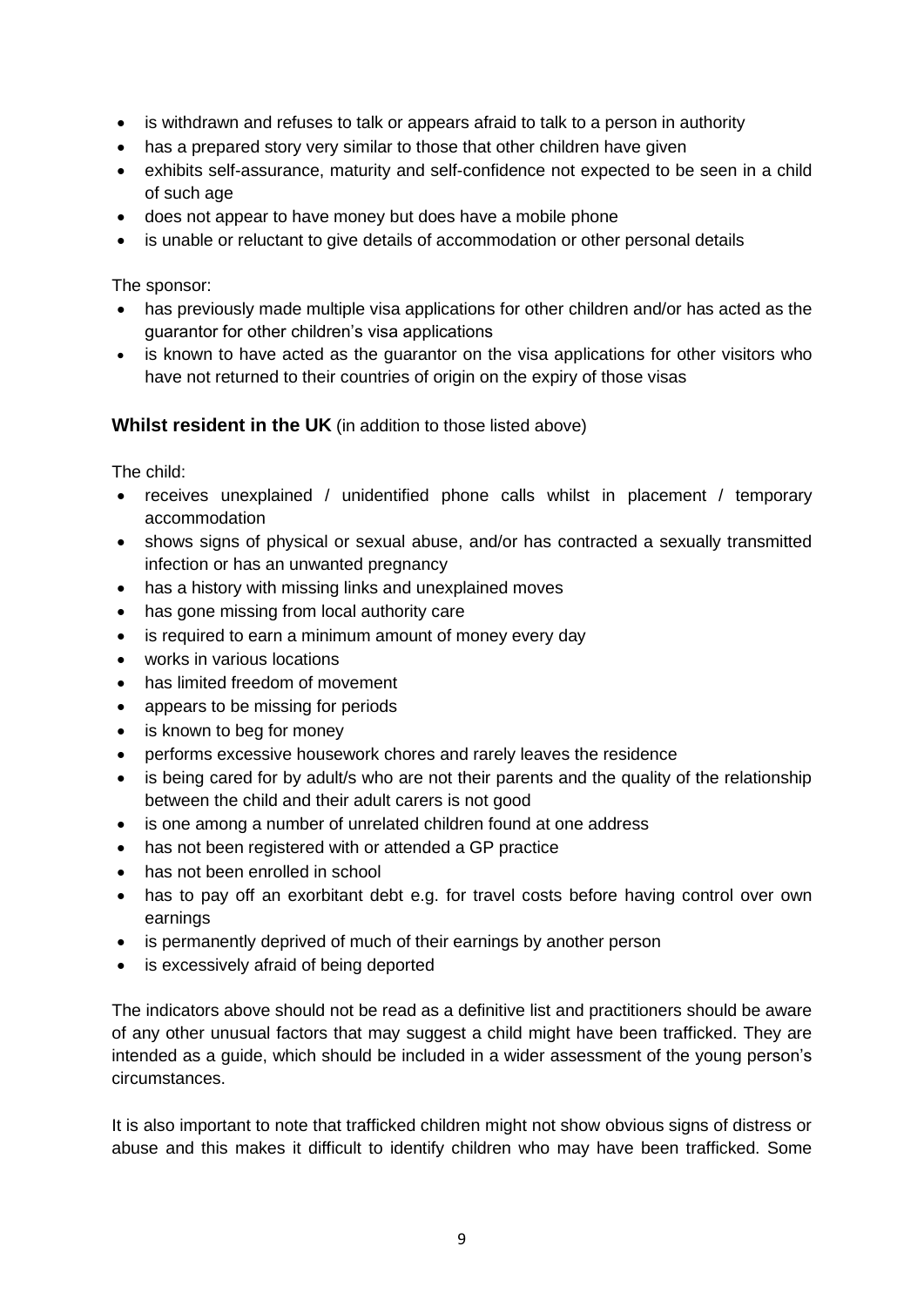- is withdrawn and refuses to talk or appears afraid to talk to a person in authority
- has a prepared story very similar to those that other children have given
- exhibits self-assurance, maturity and self-confidence not expected to be seen in a child of such age
- does not appear to have money but does have a mobile phone
- is unable or reluctant to give details of accommodation or other personal details

The sponsor:

- has previously made multiple visa applications for other children and/or has acted as the guarantor for other children's visa applications
- is known to have acted as the guarantor on the visa applications for other visitors who have not returned to their countries of origin on the expiry of those visas

### **Whilst resident in the UK** (in addition to those listed above)

The child:

- receives unexplained / unidentified phone calls whilst in placement / temporary accommodation
- shows signs of physical or sexual abuse, and/or has contracted a sexually transmitted infection or has an unwanted pregnancy
- has a history with missing links and unexplained moves
- has gone missing from local authority care
- is required to earn a minimum amount of money every day
- works in various locations
- has limited freedom of movement
- appears to be missing for periods
- is known to beg for money
- performs excessive housework chores and rarely leaves the residence
- is being cared for by adult/s who are not their parents and the quality of the relationship between the child and their adult carers is not good
- is one among a number of unrelated children found at one address
- has not been registered with or attended a GP practice
- has not been enrolled in school
- has to pay off an exorbitant debt e.g. for travel costs before having control over own earnings
- is permanently deprived of much of their earnings by another person
- is excessively afraid of being deported

The indicators above should not be read as a definitive list and practitioners should be aware of any other unusual factors that may suggest a child might have been trafficked. They are intended as a guide, which should be included in a wider assessment of the young person's circumstances.

It is also important to note that trafficked children might not show obvious signs of distress or abuse and this makes it difficult to identify children who may have been trafficked. Some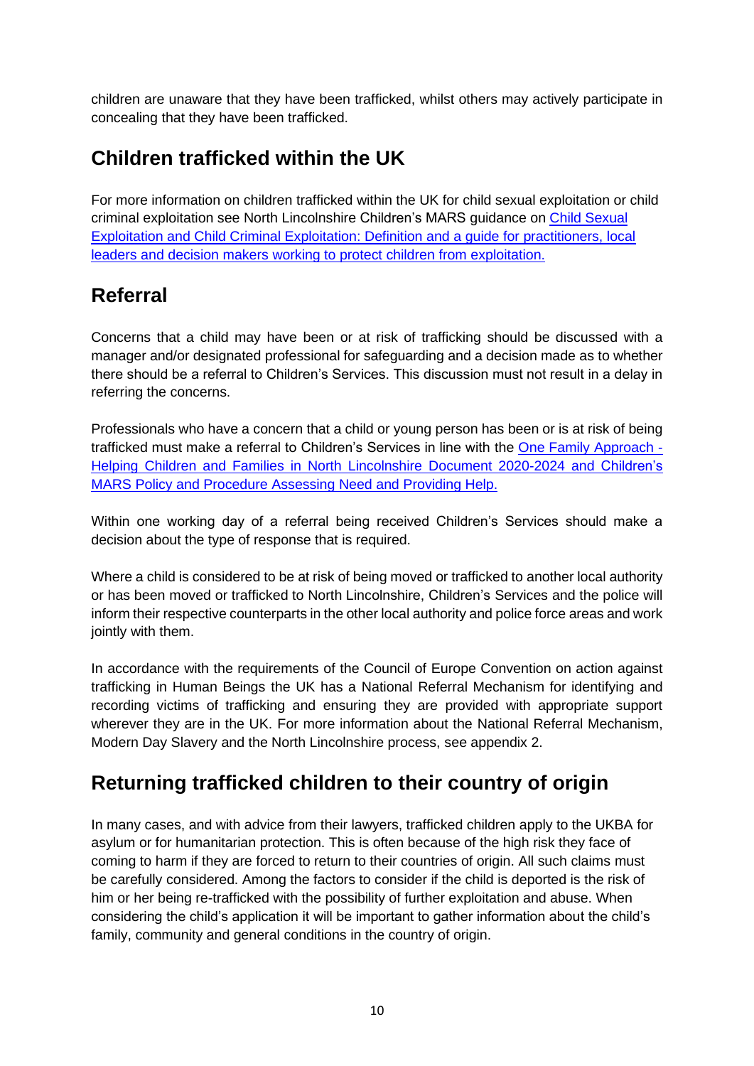children are unaware that they have been trafficked, whilst others may actively participate in concealing that they have been trafficked.

## Children trafficked within the UK

For more information on children trafficked within the UK for child sexual exploitation or child criminal exploitation see North Lincolnshire Children's MARS guidance on [Child Sexual Exploitation and Child Criminal Exploitation: Definition and a guide for practitioners, local leaders and decision makers working to protect children from exploitation.]()

## Referral

Concerns that a child may have been or at risk of trafficking should be discussed with a manager and/or designated professional for safeguarding and a decision made as to whether there should be a referral to Children's Services. This discussion must not result in a delay in referring the concerns.

Professionals who have a concern that a child or young person has been or is at risk of being trafficked must make a referral to Children's Services in line with the [One Family Approach - Helping Children and Families in North Lincolnshire Document 2020-2024 and Children's MARS Policy and Procedure Assessing Need and Providing Help.]()

Within one working day of a referral being received Children's Services should make a decision about the type of response that is required.

Where a child is considered to be at risk of being moved or trafficked to another local authority or has been moved or trafficked to North Lincolnshire, Children's Services and the police will inform their respective counterparts in the other local authority and police force areas and work jointly with them.

In accordance with the requirements of the Council of Europe Convention on action against trafficking in Human Beings the UK has a National Referral Mechanism for identifying and recording victims of trafficking and ensuring they are provided with appropriate support wherever they are in the UK. For more information about the National Referral Mechanism, Modern Day Slavery and the North Lincolnshire process, see appendix 2.

## Returning trafficked children to their country of origin

In many cases, and with advice from their lawyers, trafficked children apply to the UKBA for asylum or for humanitarian protection. This is often because of the high risk they face of coming to harm if they are forced to return to their countries of origin. All such claims must be carefully considered. Among the factors to consider if the child is deported is the risk of him or her being re-trafficked with the possibility of further exploitation and abuse. When considering the child's application it will be important to gather information about the child's family, community and general conditions in the country of origin.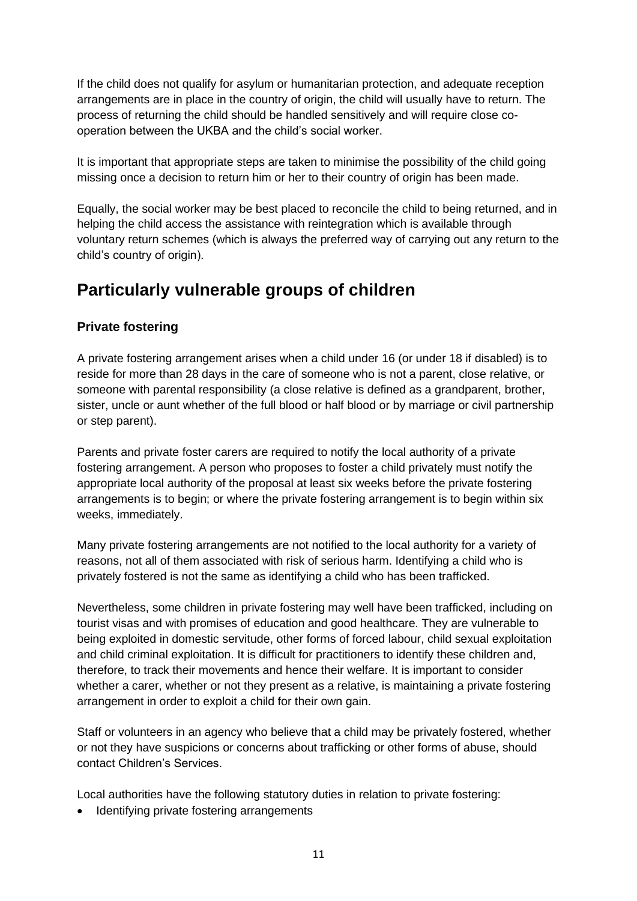If the child does not qualify for asylum or humanitarian protection, and adequate reception arrangements are in place in the country of origin, the child will usually have to return. The process of returning the child should be handled sensitively and will require close co-operation between the UKBA and the child's social worker.

It is important that appropriate steps are taken to minimise the possibility of the child going missing once a decision to return him or her to their country of origin has been made.

Equally, the social worker may be best placed to reconcile the child to being returned, and in helping the child access the assistance with reintegration which is available through voluntary return schemes (which is always the preferred way of carrying out any return to the child's country of origin).

## Particularly vulnerable groups of children

### Private fostering

A private fostering arrangement arises when a child under 16 (or under 18 if disabled) is to reside for more than 28 days in the care of someone who is not a parent, close relative, or someone with parental responsibility (a close relative is defined as a grandparent, brother, sister, uncle or aunt whether of the full blood or half blood or by marriage or civil partnership or step parent).

Parents and private foster carers are required to notify the local authority of a private fostering arrangement. A person who proposes to foster a child privately must notify the appropriate local authority of the proposal at least six weeks before the private fostering arrangements is to begin; or where the private fostering arrangement is to begin within six weeks, immediately.

Many private fostering arrangements are not notified to the local authority for a variety of reasons, not all of them associated with risk of serious harm. Identifying a child who is privately fostered is not the same as identifying a child who has been trafficked.

Nevertheless, some children in private fostering may well have been trafficked, including on tourist visas and with promises of education and good healthcare. They are vulnerable to being exploited in domestic servitude, other forms of forced labour, child sexual exploitation and child criminal exploitation. It is difficult for practitioners to identify these children and, therefore, to track their movements and hence their welfare. It is important to consider whether a carer, whether or not they present as a relative, is maintaining a private fostering arrangement in order to exploit a child for their own gain.

Staff or volunteers in an agency who believe that a child may be privately fostered, whether or not they have suspicions or concerns about trafficking or other forms of abuse, should contact Children's Services.

Local authorities have the following statutory duties in relation to private fostering:

- Identifying private fostering arrangements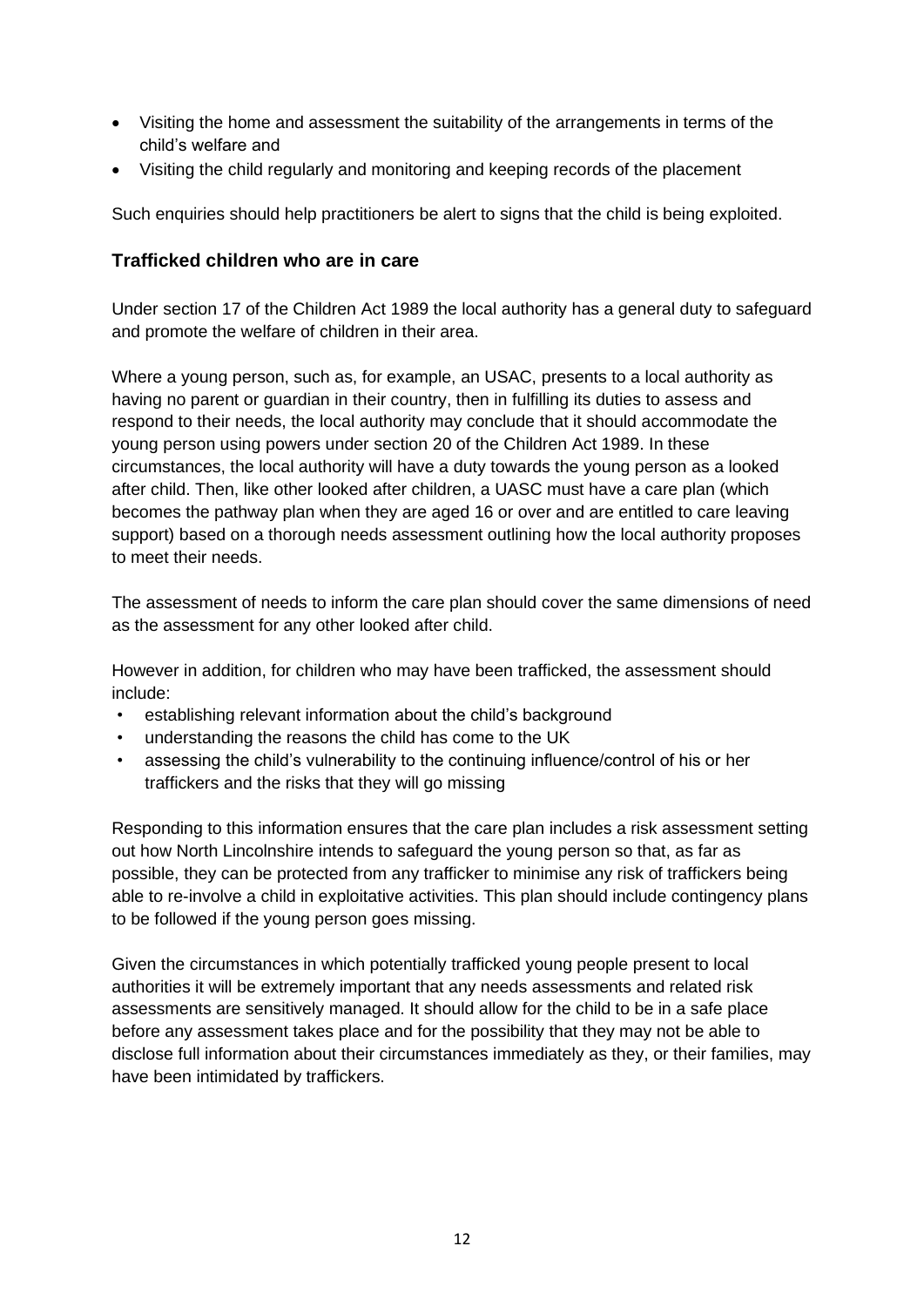- Visiting the home and assessment the suitability of the arrangements in terms of the child's welfare and
- Visiting the child regularly and monitoring and keeping records of the placement

Such enquiries should help practitioners be alert to signs that the child is being exploited.

### Trafficked children who are in care

Under section 17 of the Children Act 1989 the local authority has a general duty to safeguard and promote the welfare of children in their area.

Where a young person, such as, for example, an USAC, presents to a local authority as having no parent or guardian in their country, then in fulfilling its duties to assess and respond to their needs, the local authority may conclude that it should accommodate the young person using powers under section 20 of the Children Act 1989. In these circumstances, the local authority will have a duty towards the young person as a looked after child. Then, like other looked after children, a UASC must have a care plan (which becomes the pathway plan when they are aged 16 or over and are entitled to care leaving support) based on a thorough needs assessment outlining how the local authority proposes to meet their needs.

The assessment of needs to inform the care plan should cover the same dimensions of need as the assessment for any other looked after child.

However in addition, for children who may have been trafficked, the assessment should include:

- establishing relevant information about the child's background
- understanding the reasons the child has come to the UK
- assessing the child's vulnerability to the continuing influence/control of his or her traffickers and the risks that they will go missing

Responding to this information ensures that the care plan includes a risk assessment setting out how North Lincolnshire intends to safeguard the young person so that, as far as possible, they can be protected from any trafficker to minimise any risk of traffickers being able to re-involve a child in exploitative activities. This plan should include contingency plans to be followed if the young person goes missing.

Given the circumstances in which potentially trafficked young people present to local authorities it will be extremely important that any needs assessments and related risk assessments are sensitively managed. It should allow for the child to be in a safe place before any assessment takes place and for the possibility that they may not be able to disclose full information about their circumstances immediately as they, or their families, may have been intimidated by traffickers.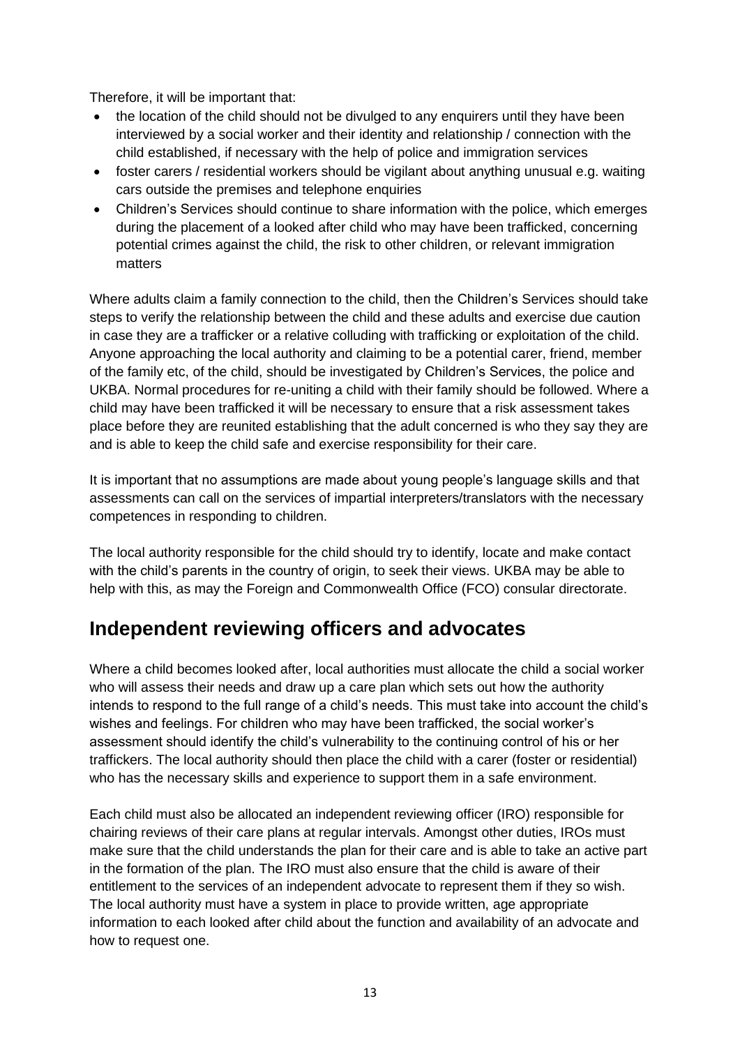Therefore, it will be important that:

- the location of the child should not be divulged to any enquirers until they have been interviewed by a social worker and their identity and relationship / connection with the child established, if necessary with the help of police and immigration services
- foster carers / residential workers should be vigilant about anything unusual e.g. waiting cars outside the premises and telephone enquiries
- Children's Services should continue to share information with the police, which emerges during the placement of a looked after child who may have been trafficked, concerning potential crimes against the child, the risk to other children, or relevant immigration matters

Where adults claim a family connection to the child, then the Children's Services should take steps to verify the relationship between the child and these adults and exercise due caution in case they are a trafficker or a relative colluding with trafficking or exploitation of the child. Anyone approaching the local authority and claiming to be a potential carer, friend, member of the family etc, of the child, should be investigated by Children's Services, the police and UKBA. Normal procedures for re-uniting a child with their family should be followed. Where a child may have been trafficked it will be necessary to ensure that a risk assessment takes place before they are reunited establishing that the adult concerned is who they say they are and is able to keep the child safe and exercise responsibility for their care.

It is important that no assumptions are made about young people's language skills and that assessments can call on the services of impartial interpreters/translators with the necessary competences in responding to children.

The local authority responsible for the child should try to identify, locate and make contact with the child's parents in the country of origin, to seek their views. UKBA may be able to help with this, as may the Foreign and Commonwealth Office (FCO) consular directorate.

## Independent reviewing officers and advocates

Where a child becomes looked after, local authorities must allocate the child a social worker who will assess their needs and draw up a care plan which sets out how the authority intends to respond to the full range of a child's needs. This must take into account the child's wishes and feelings. For children who may have been trafficked, the social worker's assessment should identify the child's vulnerability to the continuing control of his or her traffickers. The local authority should then place the child with a carer (foster or residential) who has the necessary skills and experience to support them in a safe environment.

Each child must also be allocated an independent reviewing officer (IRO) responsible for chairing reviews of their care plans at regular intervals. Amongst other duties, IROs must make sure that the child understands the plan for their care and is able to take an active part in the formation of the plan. The IRO must also ensure that the child is aware of their entitlement to the services of an independent advocate to represent them if they so wish. The local authority must have a system in place to provide written, age appropriate information to each looked after child about the function and availability of an advocate and how to request one.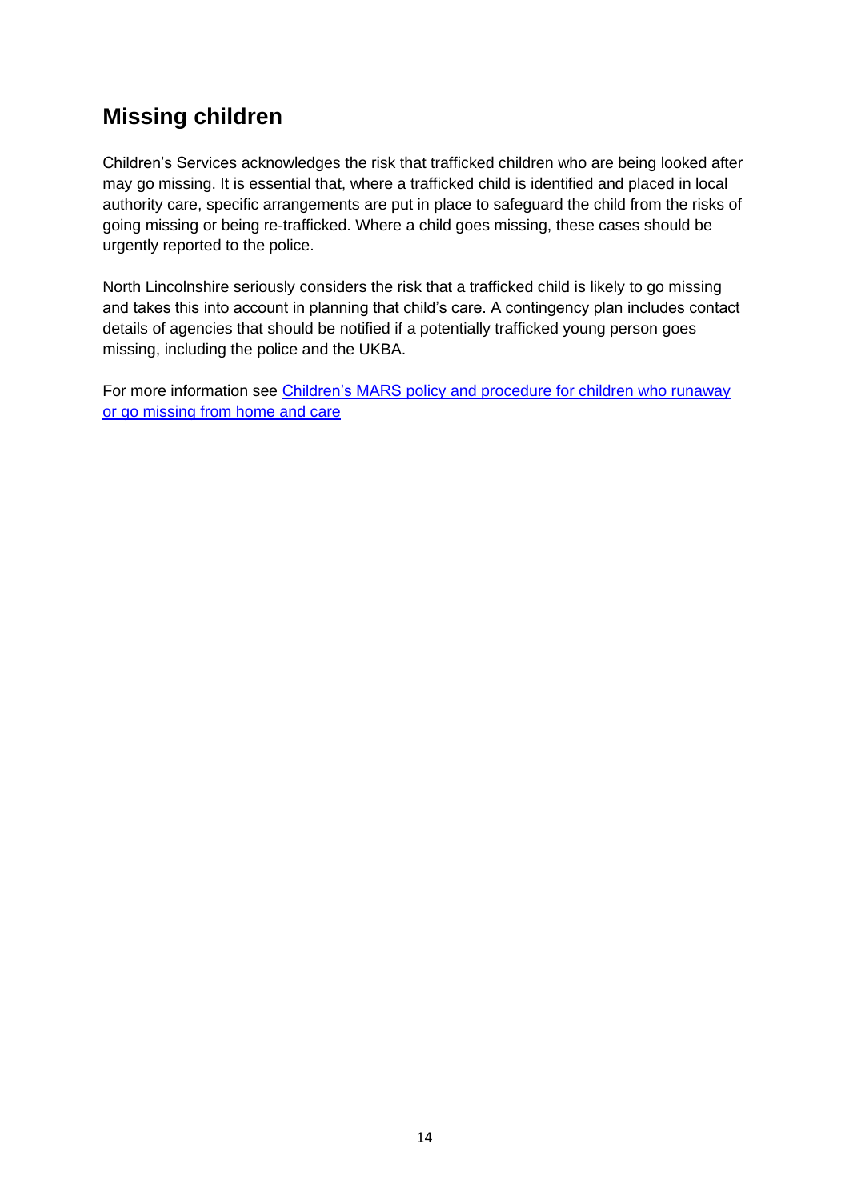## Missing children

Children's Services acknowledges the risk that trafficked children who are being looked after may go missing. It is essential that, where a trafficked child is identified and placed in local authority care, specific arrangements are put in place to safeguard the child from the risks of going missing or being re-trafficked. Where a child goes missing, these cases should be urgently reported to the police.

North Lincolnshire seriously considers the risk that a trafficked child is likely to go missing and takes this into account in planning that child's care. A contingency plan includes contact details of agencies that should be notified if a potentially trafficked young person goes missing, including the police and the UKBA.

For more information see Children's MARS policy and procedure for children who runaway or go missing from home and care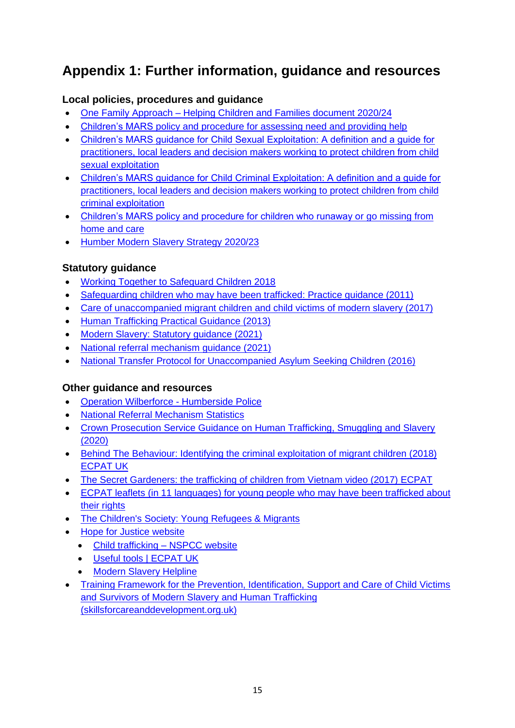# Appendix 1: Further information, guidance and resources

### Local policies, procedures and guidance

- One Family Approach – Helping Children and Families document 2020/24
- Children's MARS policy and procedure for assessing need and providing help
- Children's MARS guidance for Child Sexual Exploitation: A definition and a guide for practitioners, local leaders and decision makers working to protect children from child sexual exploitation
- Children's MARS guidance for Child Criminal Exploitation: A definition and a guide for practitioners, local leaders and decision makers working to protect children from child criminal exploitation
- Children's MARS policy and procedure for children who runaway or go missing from home and care
- Humber Modern Slavery Strategy 2020/23

### Statutory guidance

- Working Together to Safeguard Children 2018
- Safeguarding children who may have been trafficked: Practice guidance (2011)
- Care of unaccompanied migrant children and child victims of modern slavery (2017)
- Human Trafficking Practical Guidance (2013)
- Modern Slavery: Statutory guidance (2021)
- National referral mechanism guidance (2021)
- National Transfer Protocol for Unaccompanied Asylum Seeking Children (2016)

### Other guidance and resources

- Operation Wilberforce - Humberside Police
- National Referral Mechanism Statistics
- Crown Prosecution Service Guidance on Human Trafficking, Smuggling and Slavery (2020)
- Behind The Behaviour: Identifying the criminal exploitation of migrant children (2018) ECPAT UK
- The Secret Gardeners: the trafficking of children from Vietnam video (2017) ECPAT
- ECPAT leaflets (in 11 languages) for young people who may have been trafficked about their rights
- The Children's Society: Young Refugees & Migrants
- Hope for Justice website
  - Child trafficking – NSPCC website
  - Useful tools | ECPAT UK
  - Modern Slavery Helpline
- Training Framework for the Prevention, Identification, Support and Care of Child Victims and Survivors of Modern Slavery and Human Trafficking (skillsforcareanddevelopment.org.uk)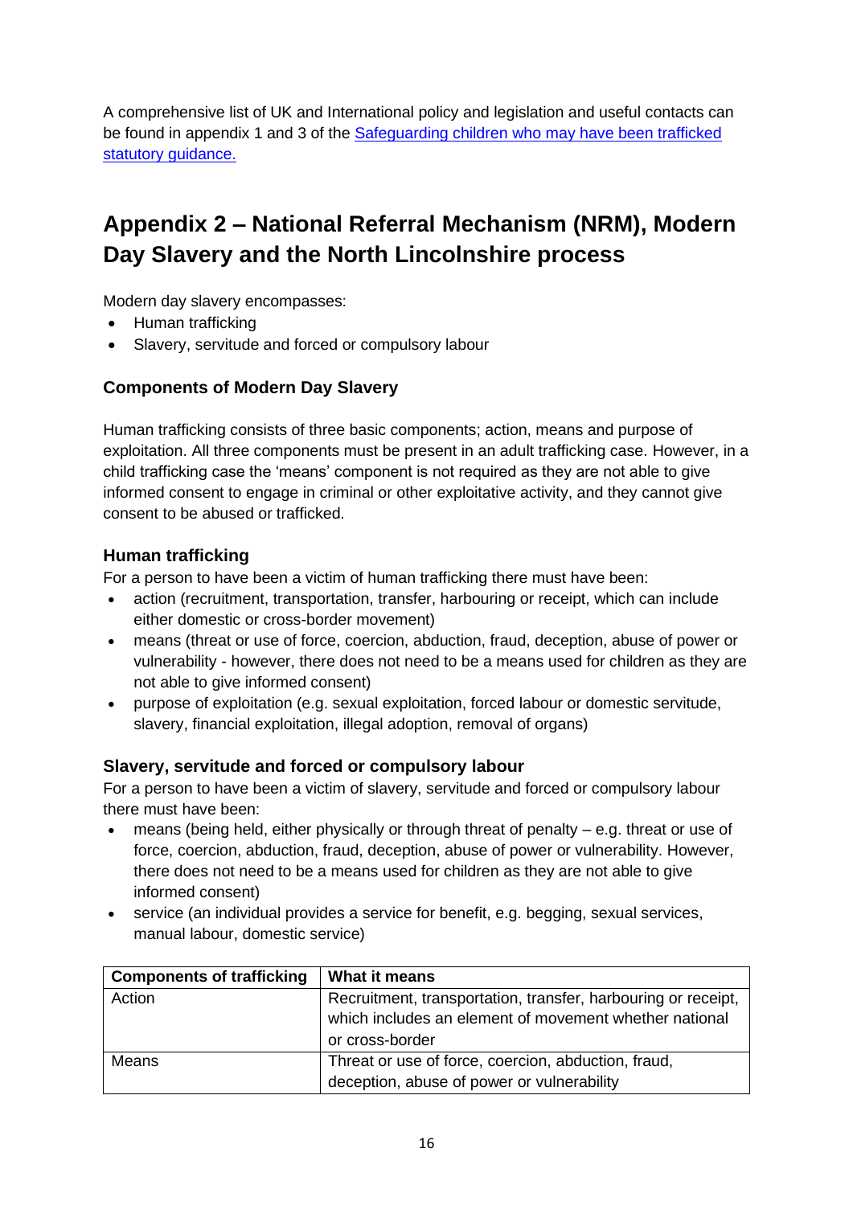A comprehensive list of UK and International policy and legislation and useful contacts can be found in appendix 1 and 3 of the [Safeguarding children who may have been trafficked statutory guidance.]()

## Appendix 2 – National Referral Mechanism (NRM), Modern Day Slavery and the North Lincolnshire process

Modern day slavery encompasses:

- Human trafficking
- Slavery, servitude and forced or compulsory labour

### Components of Modern Day Slavery

Human trafficking consists of three basic components; action, means and purpose of exploitation. All three components must be present in an adult trafficking case. However, in a child trafficking case the 'means' component is not required as they are not able to give informed consent to engage in criminal or other exploitative activity, and they cannot give consent to be abused or trafficked.

### Human trafficking

For a person to have been a victim of human trafficking there must have been:

- action (recruitment, transportation, transfer, harbouring or receipt, which can include either domestic or cross-border movement)
- means (threat or use of force, coercion, abduction, fraud, deception, abuse of power or vulnerability - however, there does not need to be a means used for children as they are not able to give informed consent)
- purpose of exploitation (e.g. sexual exploitation, forced labour or domestic servitude, slavery, financial exploitation, illegal adoption, removal of organs)

### Slavery, servitude and forced or compulsory labour

For a person to have been a victim of slavery, servitude and forced or compulsory labour there must have been:

- means (being held, either physically or through threat of penalty – e.g. threat or use of force, coercion, abduction, fraud, deception, abuse of power or vulnerability. However, there does not need to be a means used for children as they are not able to give informed consent)
- service (an individual provides a service for benefit, e.g. begging, sexual services, manual labour, domestic service)

| Components of trafficking | What it means |
|---|---|
| Action | Recruitment, transportation, transfer, harbouring or receipt, which includes an element of movement whether national or cross-border |
| Means | Threat or use of force, coercion, abduction, fraud, deception, abuse of power or vulnerability |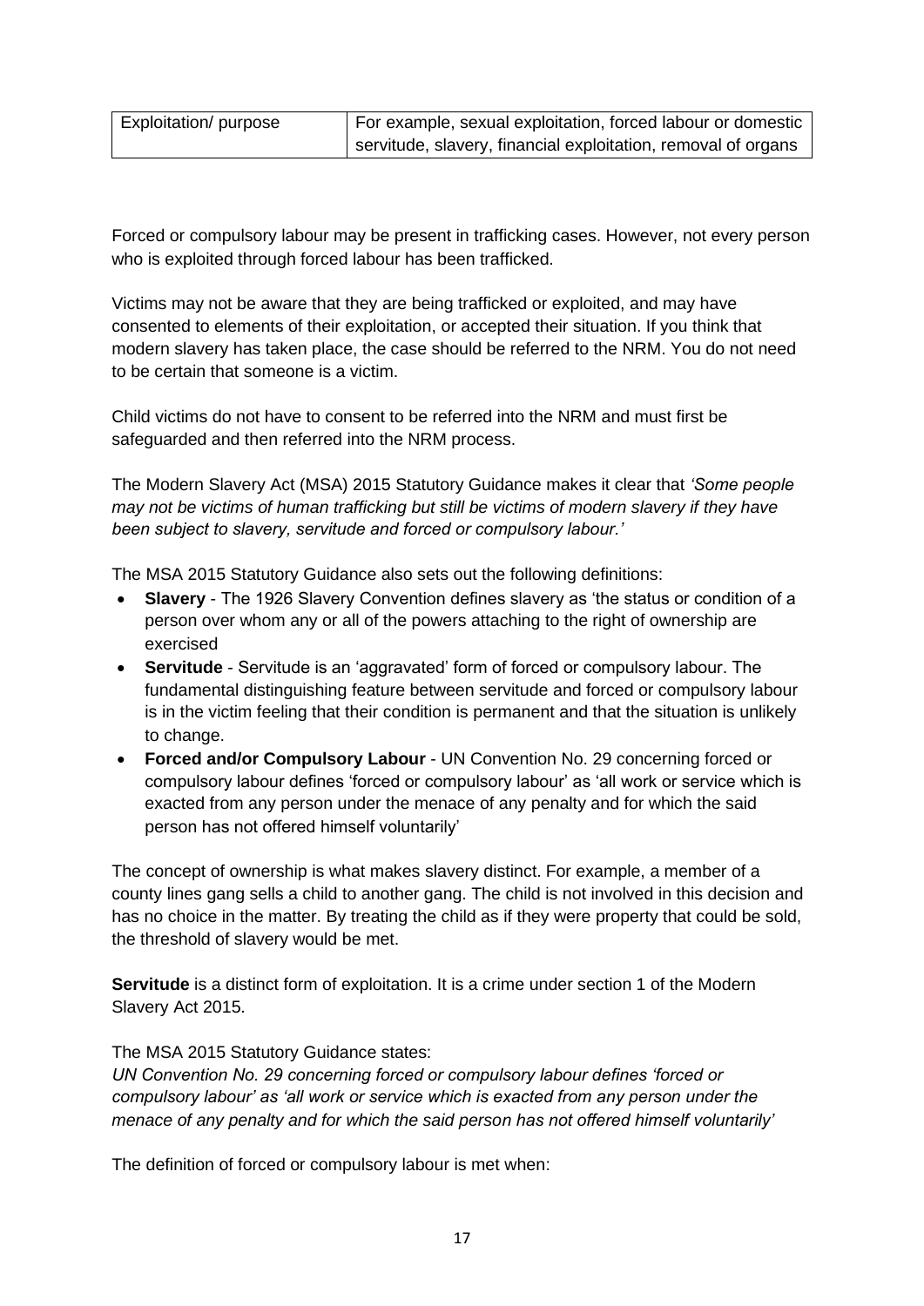| Exploitation/ purpose | For example, sexual exploitation, forced labour or domestic servitude, slavery, financial exploitation, removal of organs |
| --- | --- |

Forced or compulsory labour may be present in trafficking cases. However, not every person who is exploited through forced labour has been trafficked.

Victims may not be aware that they are being trafficked or exploited, and may have consented to elements of their exploitation, or accepted their situation. If you think that modern slavery has taken place, the case should be referred to the NRM. You do not need to be certain that someone is a victim.

Child victims do not have to consent to be referred into the NRM and must first be safeguarded and then referred into the NRM process.

The Modern Slavery Act (MSA) 2015 Statutory Guidance makes it clear that *'Some people may not be victims of human trafficking but still be victims of modern slavery if they have been subject to slavery, servitude and forced or compulsory labour.'*

The MSA 2015 Statutory Guidance also sets out the following definitions:

- **Slavery** - The 1926 Slavery Convention defines slavery as 'the status or condition of a person over whom any or all of the powers attaching to the right of ownership are exercised
- **Servitude** - Servitude is an 'aggravated' form of forced or compulsory labour. The fundamental distinguishing feature between servitude and forced or compulsory labour is in the victim feeling that their condition is permanent and that the situation is unlikely to change.
- **Forced and/or Compulsory Labour** - UN Convention No. 29 concerning forced or compulsory labour defines 'forced or compulsory labour' as 'all work or service which is exacted from any person under the menace of any penalty and for which the said person has not offered himself voluntarily'

The concept of ownership is what makes slavery distinct. For example, a member of a county lines gang sells a child to another gang. The child is not involved in this decision and has no choice in the matter. By treating the child as if they were property that could be sold, the threshold of slavery would be met.

**Servitude** is a distinct form of exploitation. It is a crime under section 1 of the Modern Slavery Act 2015.

The MSA 2015 Statutory Guidance states:
*UN Convention No. 29 concerning forced or compulsory labour defines 'forced or compulsory labour' as 'all work or service which is exacted from any person under the menace of any penalty and for which the said person has not offered himself voluntarily'*

The definition of forced or compulsory labour is met when: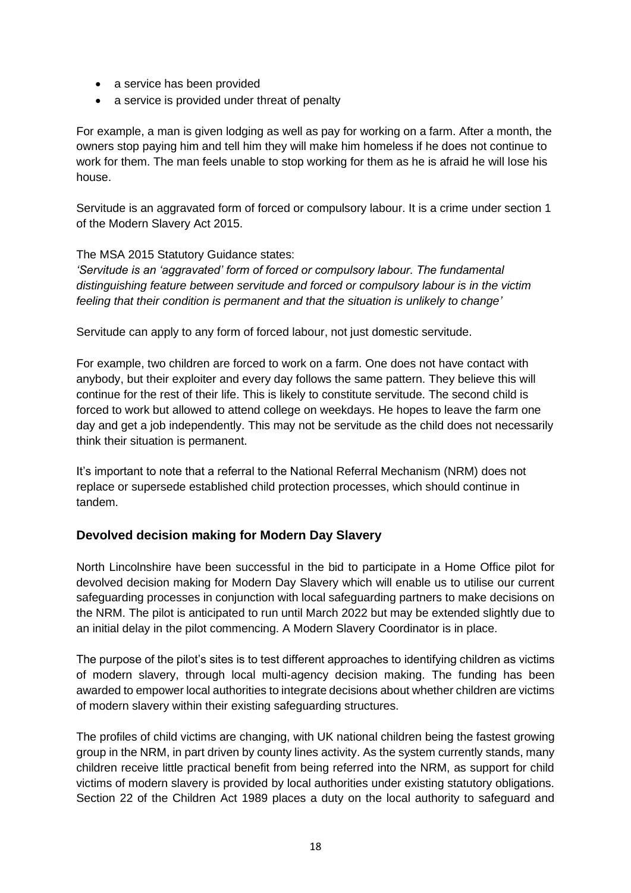- a service has been provided
- a service is provided under threat of penalty

For example, a man is given lodging as well as pay for working on a farm. After a month, the owners stop paying him and tell him they will make him homeless if he does not continue to work for them. The man feels unable to stop working for them as he is afraid he will lose his house.

Servitude is an aggravated form of forced or compulsory labour. It is a crime under section 1 of the Modern Slavery Act 2015.

The MSA 2015 Statutory Guidance states:
*'Servitude is an 'aggravated' form of forced or compulsory labour. The fundamental distinguishing feature between servitude and forced or compulsory labour is in the victim feeling that their condition is permanent and that the situation is unlikely to change'*

Servitude can apply to any form of forced labour, not just domestic servitude.

For example, two children are forced to work on a farm. One does not have contact with anybody, but their exploiter and every day follows the same pattern. They believe this will continue for the rest of their life. This is likely to constitute servitude. The second child is forced to work but allowed to attend college on weekdays. He hopes to leave the farm one day and get a job independently. This may not be servitude as the child does not necessarily think their situation is permanent.

It's important to note that a referral to the National Referral Mechanism (NRM) does not replace or supersede established child protection processes, which should continue in tandem.

## Devolved decision making for Modern Day Slavery

North Lincolnshire have been successful in the bid to participate in a Home Office pilot for devolved decision making for Modern Day Slavery which will enable us to utilise our current safeguarding processes in conjunction with local safeguarding partners to make decisions on the NRM. The pilot is anticipated to run until March 2022 but may be extended slightly due to an initial delay in the pilot commencing. A Modern Slavery Coordinator is in place.

The purpose of the pilot's sites is to test different approaches to identifying children as victims of modern slavery, through local multi-agency decision making. The funding has been awarded to empower local authorities to integrate decisions about whether children are victims of modern slavery within their existing safeguarding structures.

The profiles of child victims are changing, with UK national children being the fastest growing group in the NRM, in part driven by county lines activity. As the system currently stands, many children receive little practical benefit from being referred into the NRM, as support for child victims of modern slavery is provided by local authorities under existing statutory obligations. Section 22 of the Children Act 1989 places a duty on the local authority to safeguard and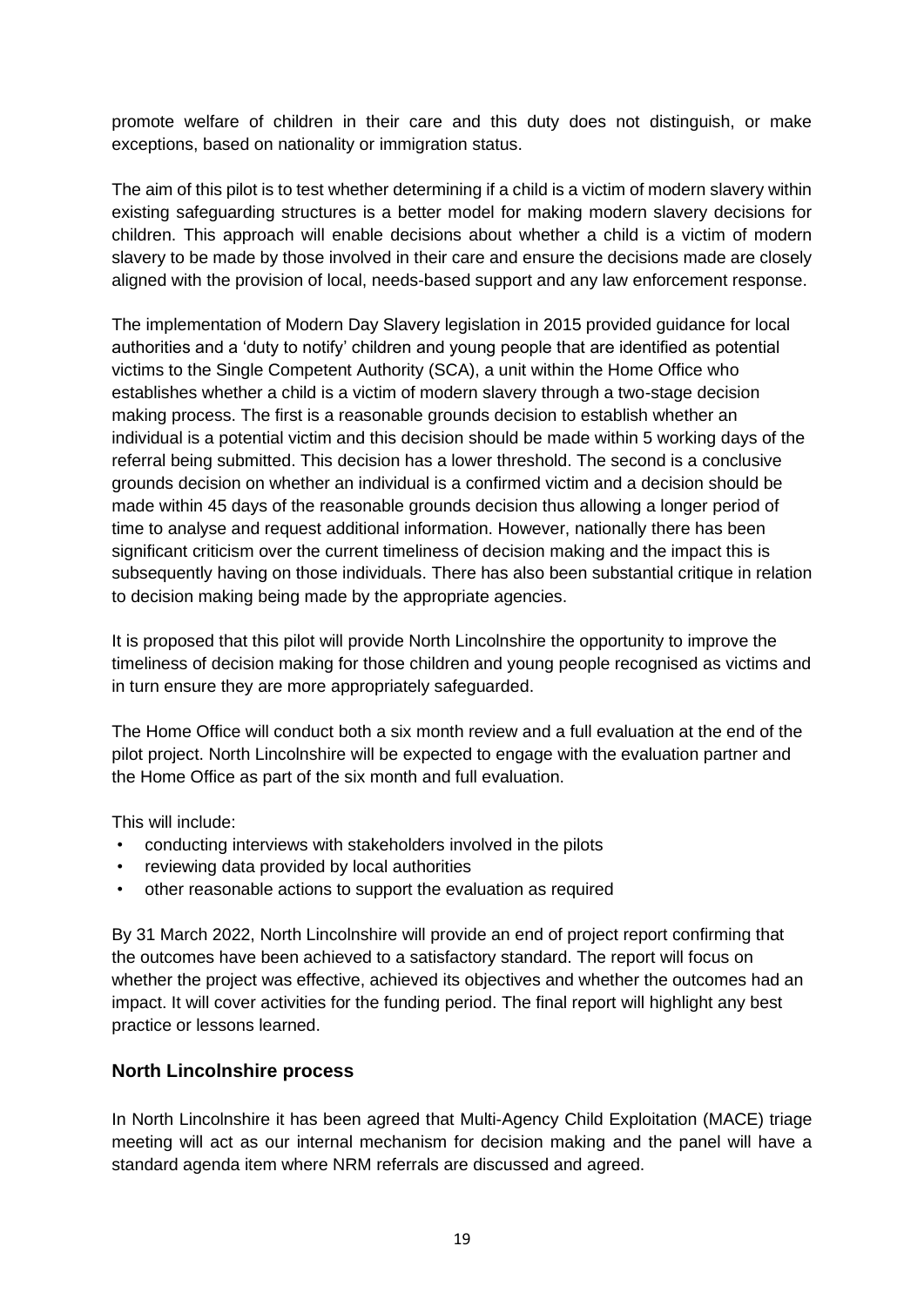promote welfare of children in their care and this duty does not distinguish, or make exceptions, based on nationality or immigration status.

The aim of this pilot is to test whether determining if a child is a victim of modern slavery within existing safeguarding structures is a better model for making modern slavery decisions for children. This approach will enable decisions about whether a child is a victim of modern slavery to be made by those involved in their care and ensure the decisions made are closely aligned with the provision of local, needs-based support and any law enforcement response.

The implementation of Modern Day Slavery legislation in 2015 provided guidance for local authorities and a 'duty to notify' children and young people that are identified as potential victims to the Single Competent Authority (SCA), a unit within the Home Office who establishes whether a child is a victim of modern slavery through a two-stage decision making process. The first is a reasonable grounds decision to establish whether an individual is a potential victim and this decision should be made within 5 working days of the referral being submitted. This decision has a lower threshold. The second is a conclusive grounds decision on whether an individual is a confirmed victim and a decision should be made within 45 days of the reasonable grounds decision thus allowing a longer period of time to analyse and request additional information. However, nationally there has been significant criticism over the current timeliness of decision making and the impact this is subsequently having on those individuals. There has also been substantial critique in relation to decision making being made by the appropriate agencies.

It is proposed that this pilot will provide North Lincolnshire the opportunity to improve the timeliness of decision making for those children and young people recognised as victims and in turn ensure they are more appropriately safeguarded.

The Home Office will conduct both a six month review and a full evaluation at the end of the pilot project. North Lincolnshire will be expected to engage with the evaluation partner and the Home Office as part of the six month and full evaluation.

This will include:

- conducting interviews with stakeholders involved in the pilots
- reviewing data provided by local authorities
- other reasonable actions to support the evaluation as required

By 31 March 2022, North Lincolnshire will provide an end of project report confirming that the outcomes have been achieved to a satisfactory standard. The report will focus on whether the project was effective, achieved its objectives and whether the outcomes had an impact. It will cover activities for the funding period. The final report will highlight any best practice or lessons learned.

### North Lincolnshire process

In North Lincolnshire it has been agreed that Multi-Agency Child Exploitation (MACE) triage meeting will act as our internal mechanism for decision making and the panel will have a standard agenda item where NRM referrals are discussed and agreed.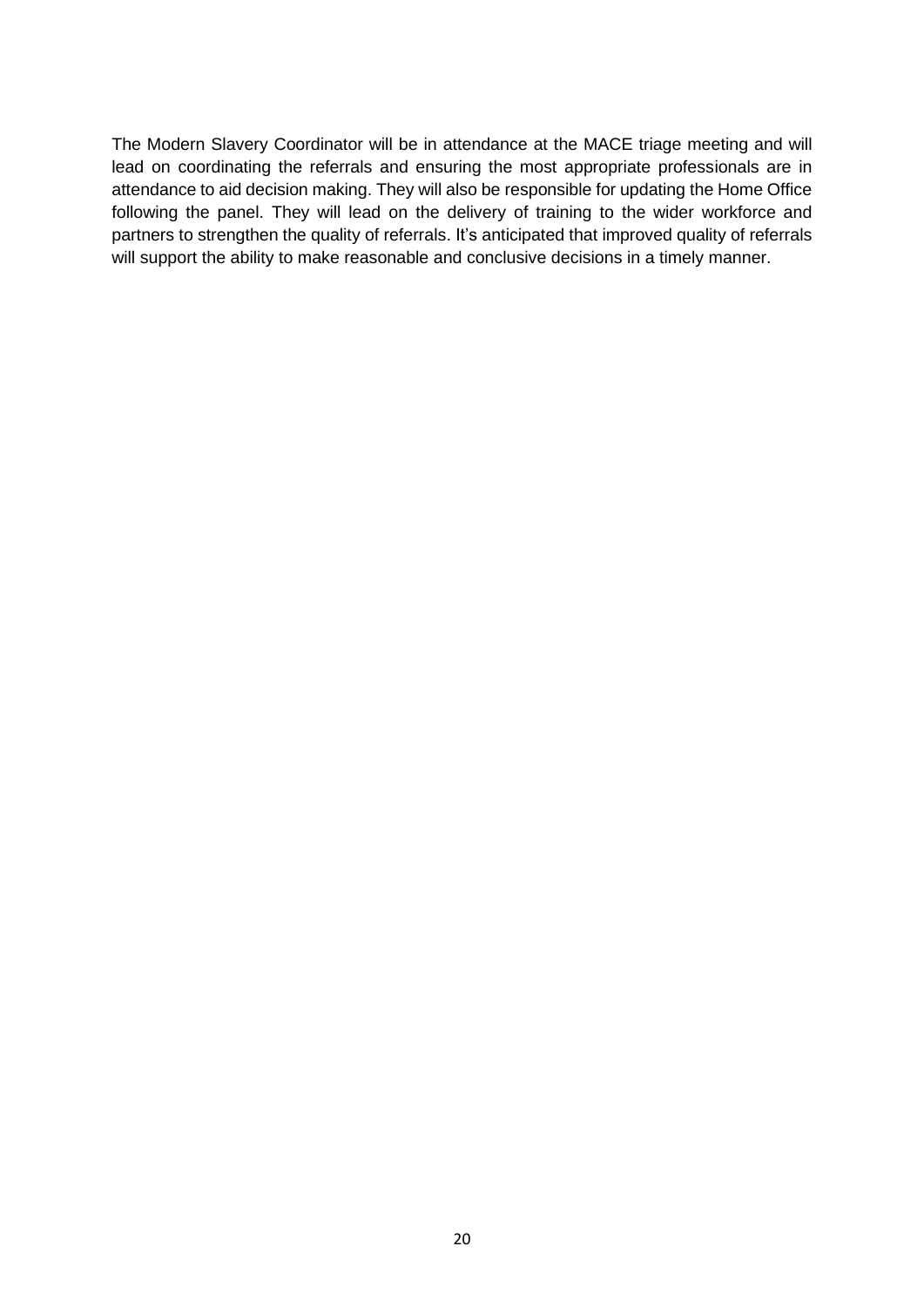The Modern Slavery Coordinator will be in attendance at the MACE triage meeting and will lead on coordinating the referrals and ensuring the most appropriate professionals are in attendance to aid decision making. They will also be responsible for updating the Home Office following the panel. They will lead on the delivery of training to the wider workforce and partners to strengthen the quality of referrals. It's anticipated that improved quality of referrals will support the ability to make reasonable and conclusive decisions in a timely manner.